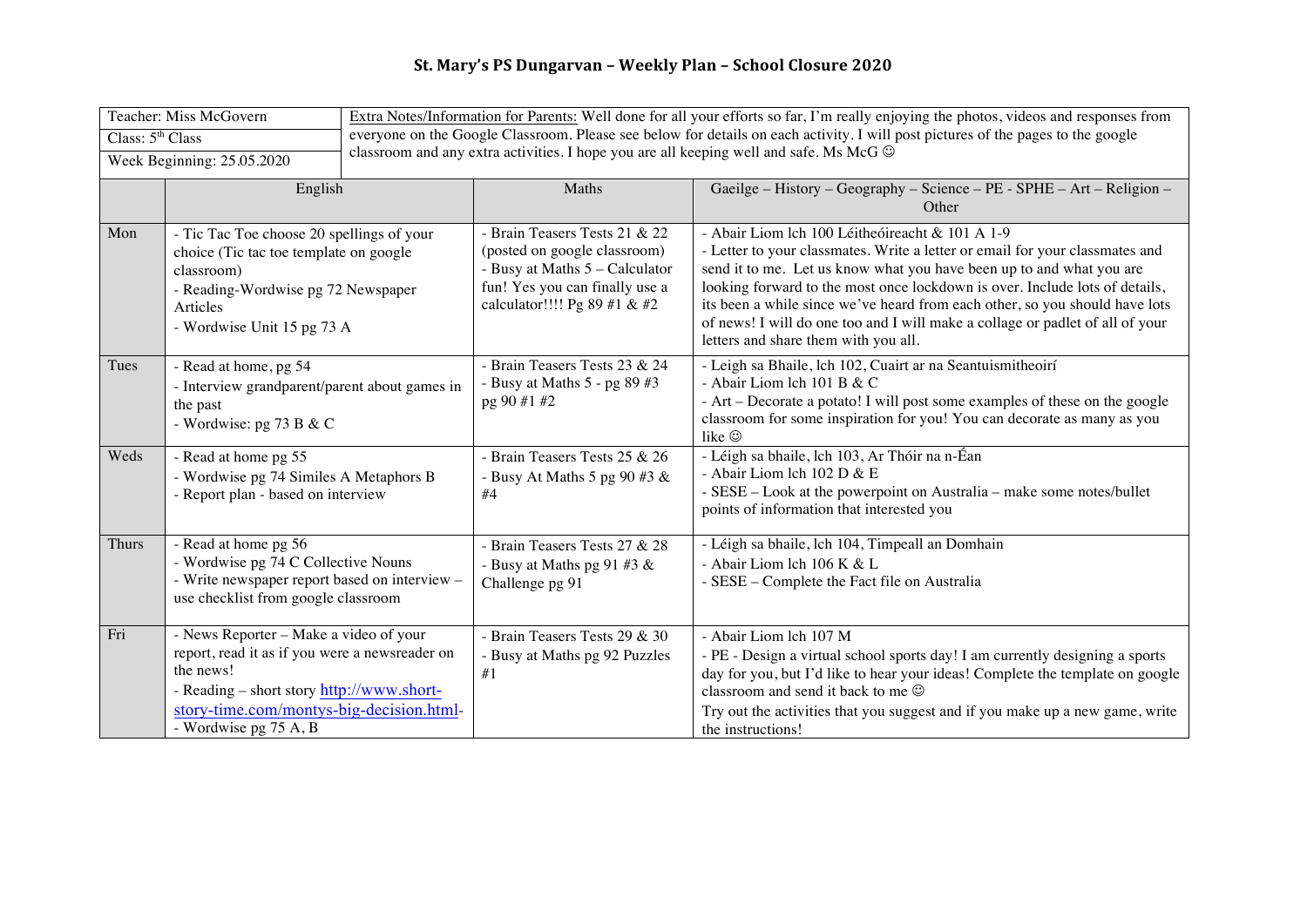# St. Mary's PS Dungarvan – Weekly Plan – School Closure 2020

| Teacher: Miss McGovern | Extra Notes/Information for Parents: Well done for all your efforts so far, I'm really enjoying the photos, videos and responses from everyone on the Google Classroom. Please see below for details on each activity. I will post pictures of the pages to the google classroom and any extra activities. I hope you are all keeping well and safe. Ms McG ☺ |
|---|---|
| Class: 5th Class | |
| Week Beginning: 25.05.2020 | |

| | English | Maths | Gaeilge – History – Geography – Science – PE - SPHE – Art – Religion – Other |
|---|---|---|---|
| Mon | - Tic Tac Toe choose 20 spellings of your choice (Tic tac toe template on google classroom)<br>- Reading-Wordwise pg 72 Newspaper Articles<br>- Wordwise Unit 15 pg 73 A | - Brain Teasers Tests 21 & 22 (posted on google classroom)<br>- Busy at Maths 5 – Calculator fun! Yes you can finally use a calculator!!!! Pg 89 #1 & #2 | - Abair Liom lch 100 Léitheóireacht & 101 A 1-9<br>- Letter to your classmates. Write a letter or email for your classmates and send it to me. Let us know what you have been up to and what you are looking forward to the most once lockdown is over. Include lots of details, its been a while since we've heard from each other, so you should have lots of news! I will do one too and I will make a collage or padlet of all of your letters and share them with you all. |
| Tues | - Read at home, pg 54<br>- Interview grandparent/parent about games in the past<br>- Wordwise: pg 73 B & C | - Brain Teasers Tests 23 & 24<br>- Busy at Maths 5 - pg 89 #3 pg 90 #1 #2 | - Leigh sa Bhaile, lch 102, Cuairt ar na Seantuismitheoirí<br>- Abair Liom lch 101 B & C<br>- Art – Decorate a potato! I will post some examples of these on the google classroom for some inspiration for you! You can decorate as many as you like ☺ |
| Weds | - Read at home pg 55<br>- Wordwise pg 74 Similes A Metaphors B<br>- Report plan - based on interview | - Brain Teasers Tests 25 & 26<br>- Busy At Maths 5 pg 90 #3 & #4 | - Léigh sa bhaile, lch 103, Ar Thóir na n-Éan<br>- Abair Liom lch 102 D & E<br>- SESE – Look at the powerpoint on Australia – make some notes/bullet points of information that interested you |
| Thurs | - Read at home pg 56<br>- Wordwise pg 74 C Collective Nouns<br>- Write newspaper report based on interview – use checklist from google classroom | - Brain Teasers Tests 27 & 28<br>- Busy at Maths pg 91 #3 & Challenge pg 91 | - Léigh sa bhaile, lch 104, Timpeall an Domhain<br>- Abair Liom lch 106 K & L<br>- SESE – Complete the Fact file on Australia |
| Fri | - News Reporter – Make a video of your report, read it as if you were a newsreader on the news!<br>- Reading – short story http://www.short-story-time.com/montys-big-decision.html-<br>- Wordwise pg 75 A, B | - Brain Teasers Tests 29 & 30<br>- Busy at Maths pg 92 Puzzles #1 | - Abair Liom lch 107 M<br>- PE - Design a virtual school sports day! I am currently designing a sports day for you, but I'd like to hear your ideas! Complete the template on google classroom and send it back to me ☺<br>Try out the activities that you suggest and if you make up a new game, write the instructions! |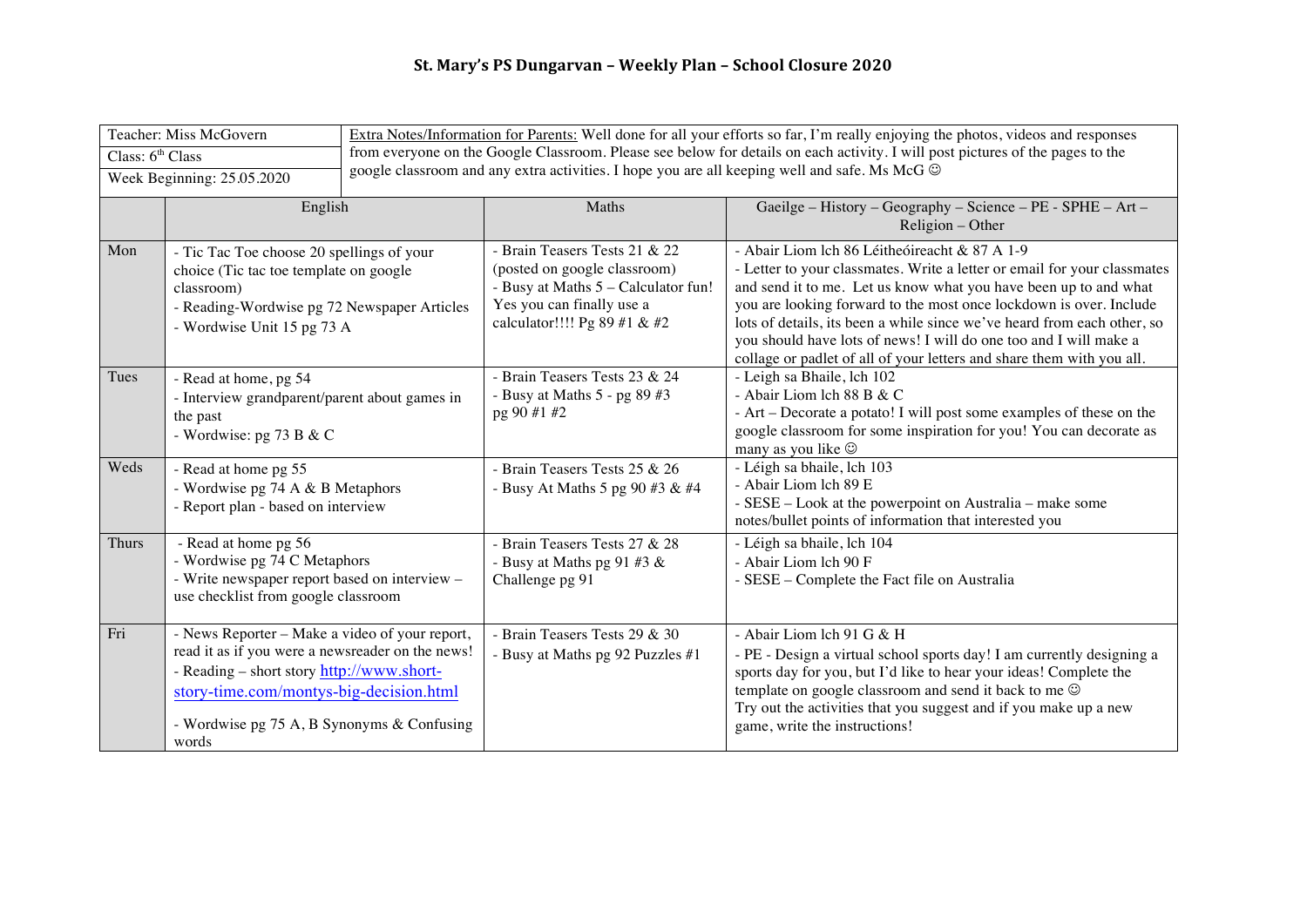## St. Mary's PS Dungarvan – Weekly Plan – School Closure 2020

| | |
|---|---|
| Teacher: Miss McGovern<br>Class: 6th Class<br>Week Beginning: 25.05.2020 | Extra Notes/Information for Parents: Well done for all your efforts so far, I'm really enjoying the photos, videos and responses from everyone on the Google Classroom. Please see below for details on each activity. I will post pictures of the pages to the google classroom and any extra activities. I hope you are all keeping well and safe. Ms McG ☺ |

| | English | Maths | Gaeilge – History – Geography – Science – PE - SPHE – Art – Religion – Other |
|---|---|---|---|
| Mon | - Tic Tac Toe choose 20 spellings of your choice (Tic tac toe template on google classroom)<br>- Reading-Wordwise pg 72 Newspaper Articles<br>- Wordwise Unit 15 pg 73 A | - Brain Teasers Tests 21 & 22 (posted on google classroom)<br>- Busy at Maths 5 – Calculator fun! Yes you can finally use a calculator!!!! Pg 89 #1 & #2 | - Abair Liom lch 86 Léitheóireacht & 87 A 1-9<br>- Letter to your classmates. Write a letter or email for your classmates and send it to me. Let us know what you have been up to and what you are looking forward to the most once lockdown is over. Include lots of details, its been a while since we've heard from each other, so you should have lots of news! I will do one too and I will make a collage or padlet of all of your letters and share them with you all. |
| Tues | - Read at home, pg 54<br>- Interview grandparent/parent about games in the past<br>- Wordwise: pg 73 B & C | - Brain Teasers Tests 23 & 24<br>- Busy at Maths 5 - pg 89 #3 pg 90 #1 #2 | - Leigh sa Bhaile, lch 102<br>- Abair Liom lch 88 B & C<br>- Art – Decorate a potato! I will post some examples of these on the google classroom for some inspiration for you! You can decorate as many as you like ☺ |
| Weds | - Read at home pg 55<br>- Wordwise pg 74 A & B Metaphors<br>- Report plan - based on interview | - Brain Teasers Tests 25 & 26<br>- Busy At Maths 5 pg 90 #3 & #4 | - Léigh sa bhaile, lch 103<br>- Abair Liom lch 89 E<br>- SESE – Look at the powerpoint on Australia – make some notes/bullet points of information that interested you |
| Thurs | - Read at home pg 56<br>- Wordwise pg 74 C Metaphors<br>- Write newspaper report based on interview – use checklist from google classroom | - Brain Teasers Tests 27 & 28<br>- Busy at Maths pg 91 #3 & Challenge pg 91 | - Léigh sa bhaile, lch 104<br>- Abair Liom lch 90 F<br>- SESE – Complete the Fact file on Australia |
| Fri | - News Reporter – Make a video of your report, read it as if you were a newsreader on the news!<br>- Reading – short story http://www.short-story-time.com/montys-big-decision.html<br>- Wordwise pg 75 A, B Synonyms & Confusing words | - Brain Teasers Tests 29 & 30<br>- Busy at Maths pg 92 Puzzles #1 | - Abair Liom lch 91 G & H<br>- PE - Design a virtual school sports day! I am currently designing a sports day for you, but I'd like to hear your ideas! Complete the template on google classroom and send it back to me ☺<br>Try out the activities that you suggest and if you make up a new game, write the instructions! |